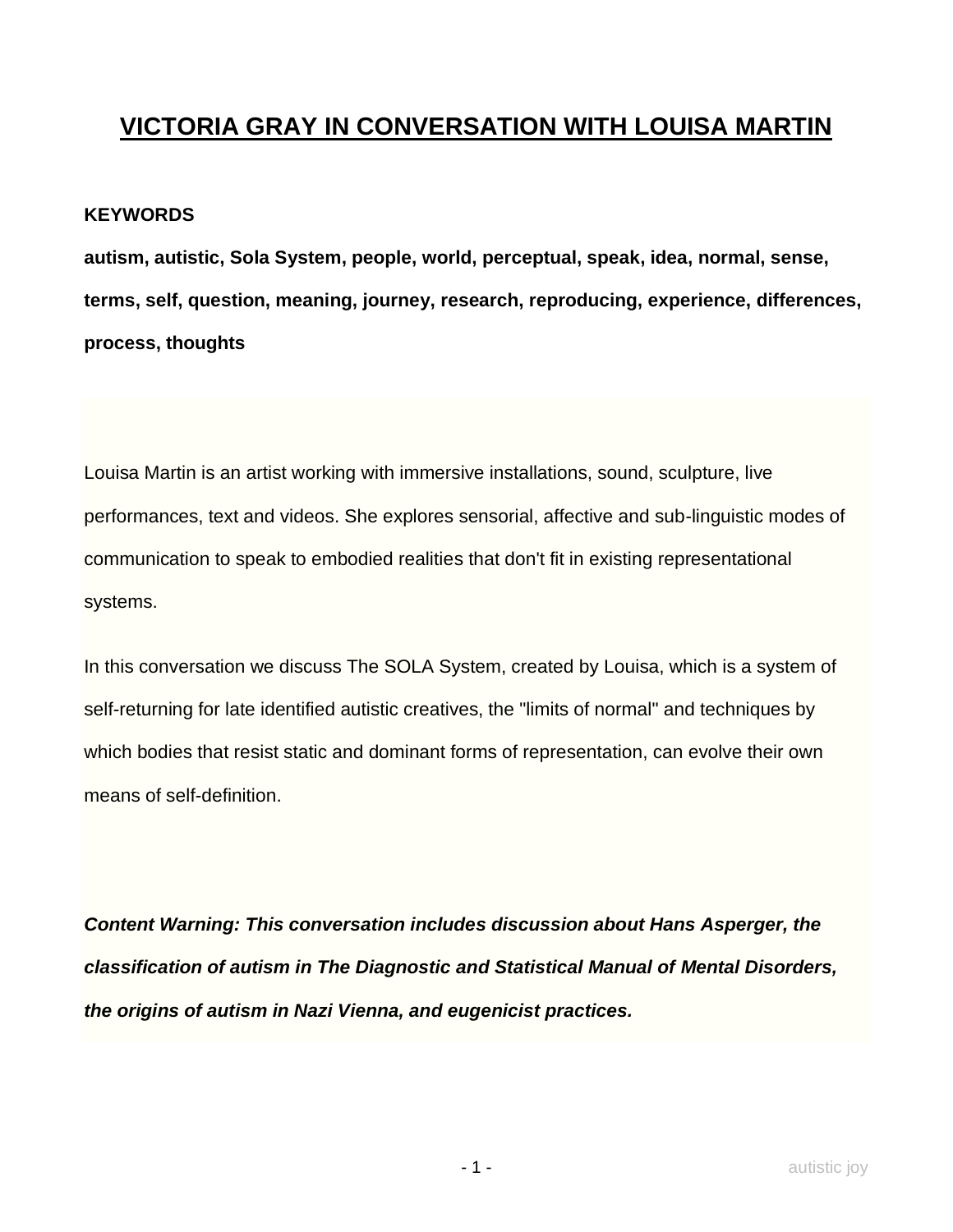# VICTORIA GRAY IN CONVERSATION WITH LOUISA MARTIN

**KEYWORDS**

**autism, autistic, Sola System, people, world, perceptual, speak, idea, normal, sense, terms, self, question, meaning, journey, research, reproducing, experience, differences, process, thoughts**

Louisa Martin is an artist working with immersive installations, sound, sculpture, live performances, text and videos. She explores sensorial, affective and sub-linguistic modes of communication to speak to embodied realities that don't fit in existing representational systems.

In this conversation we discuss The SOLA System, created by Louisa, which is a system of self-returning for late identified autistic creatives, the "limits of normal" and techniques by which bodies that resist static and dominant forms of representation, can evolve their own means of self-definition.

***Content Warning: This conversation includes discussion about Hans Asperger, the classification of autism in The Diagnostic and Statistical Manual of Mental Disorders, the origins of autism in Nazi Vienna, and eugenicist practices.***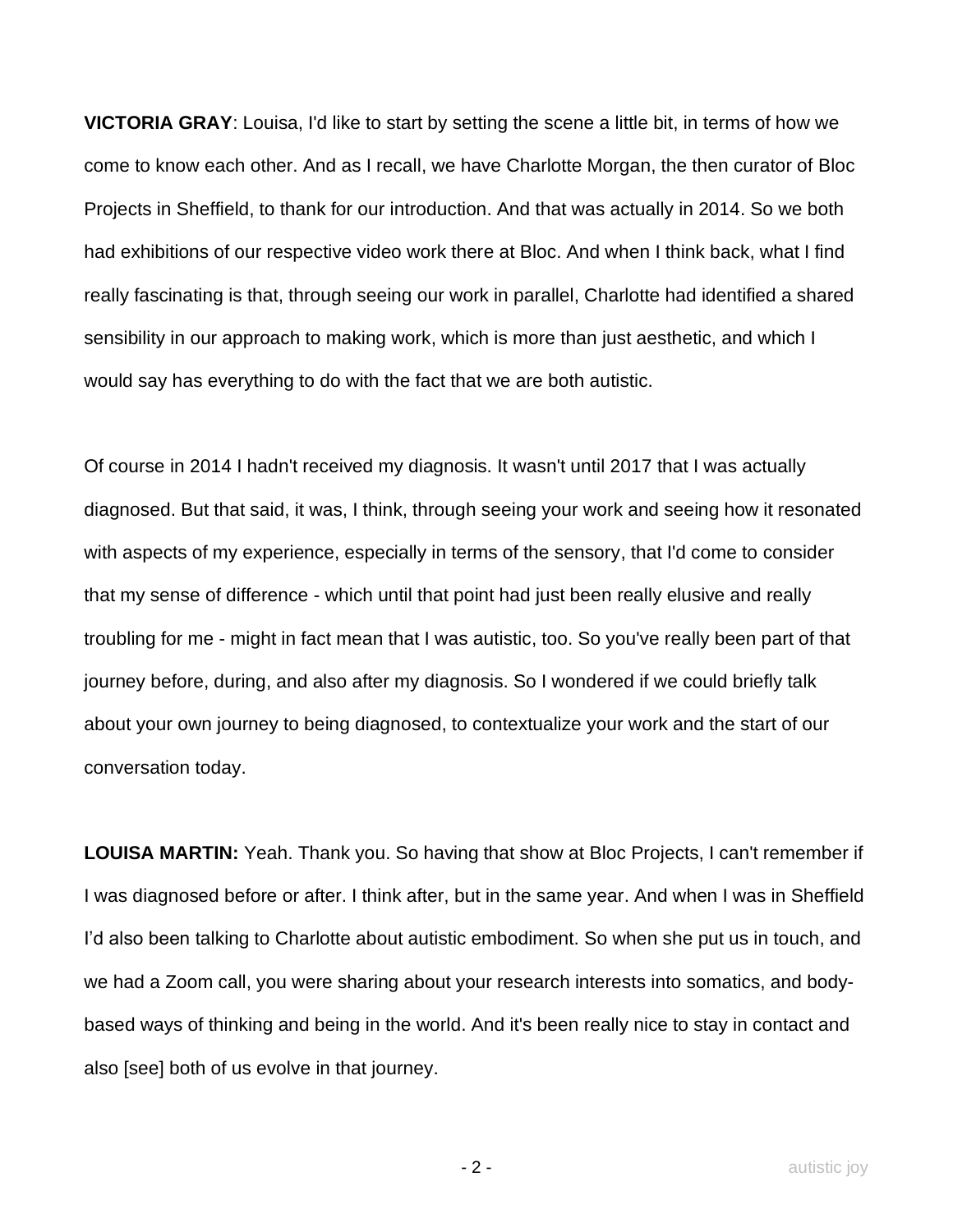**VICTORIA GRAY**: Louisa, I'd like to start by setting the scene a little bit, in terms of how we come to know each other. And as I recall, we have Charlotte Morgan, the then curator of Bloc Projects in Sheffield, to thank for our introduction. And that was actually in 2014. So we both had exhibitions of our respective video work there at Bloc. And when I think back, what I find really fascinating is that, through seeing our work in parallel, Charlotte had identified a shared sensibility in our approach to making work, which is more than just aesthetic, and which I would say has everything to do with the fact that we are both autistic.

Of course in 2014 I hadn't received my diagnosis. It wasn't until 2017 that I was actually diagnosed. But that said, it was, I think, through seeing your work and seeing how it resonated with aspects of my experience, especially in terms of the sensory, that I'd come to consider that my sense of difference - which until that point had just been really elusive and really troubling for me - might in fact mean that I was autistic, too. So you've really been part of that journey before, during, and also after my diagnosis. So I wondered if we could briefly talk about your own journey to being diagnosed, to contextualize your work and the start of our conversation today.

**LOUISA MARTIN:** Yeah. Thank you. So having that show at Bloc Projects, I can't remember if I was diagnosed before or after. I think after, but in the same year. And when I was in Sheffield I'd also been talking to Charlotte about autistic embodiment. So when she put us in touch, and we had a Zoom call, you were sharing about your research interests into somatics, and body-based ways of thinking and being in the world. And it's been really nice to stay in contact and also [see] both of us evolve in that journey.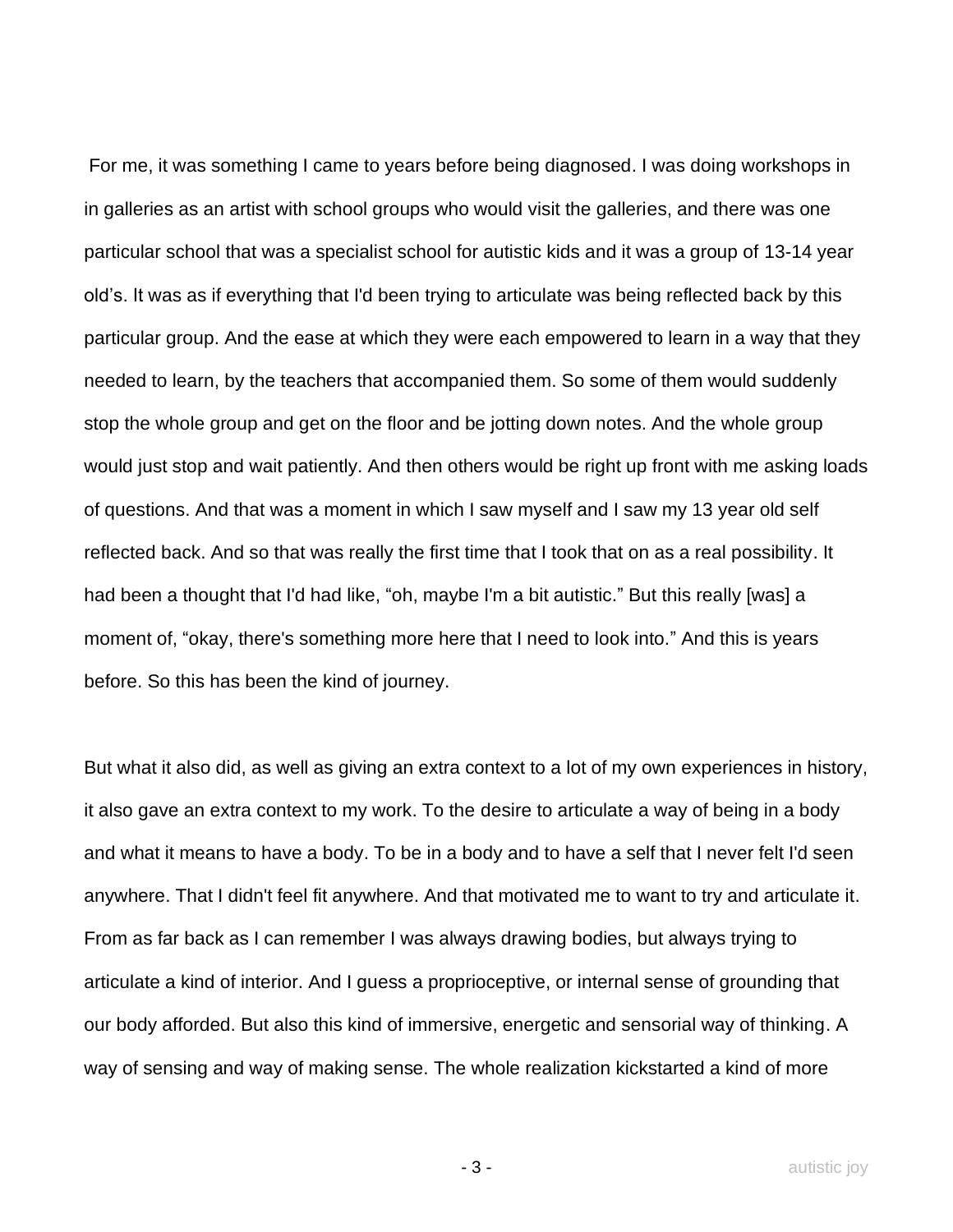For me, it was something I came to years before being diagnosed. I was doing workshops in in galleries as an artist with school groups who would visit the galleries, and there was one particular school that was a specialist school for autistic kids and it was a group of 13-14 year old's. It was as if everything that I'd been trying to articulate was being reflected back by this particular group. And the ease at which they were each empowered to learn in a way that they needed to learn, by the teachers that accompanied them. So some of them would suddenly stop the whole group and get on the floor and be jotting down notes. And the whole group would just stop and wait patiently. And then others would be right up front with me asking loads of questions. And that was a moment in which I saw myself and I saw my 13 year old self reflected back. And so that was really the first time that I took that on as a real possibility. It had been a thought that I'd had like, "oh, maybe I'm a bit autistic." But this really [was] a moment of, "okay, there's something more here that I need to look into." And this is years before. So this has been the kind of journey.

But what it also did, as well as giving an extra context to a lot of my own experiences in history, it also gave an extra context to my work. To the desire to articulate a way of being in a body and what it means to have a body. To be in a body and to have a self that I never felt I'd seen anywhere. That I didn't feel fit anywhere. And that motivated me to want to try and articulate it. From as far back as I can remember I was always drawing bodies, but always trying to articulate a kind of interior. And I guess a proprioceptive, or internal sense of grounding that our body afforded. But also this kind of immersive, energetic and sensorial way of thinking. A way of sensing and way of making sense. The whole realization kickstarted a kind of more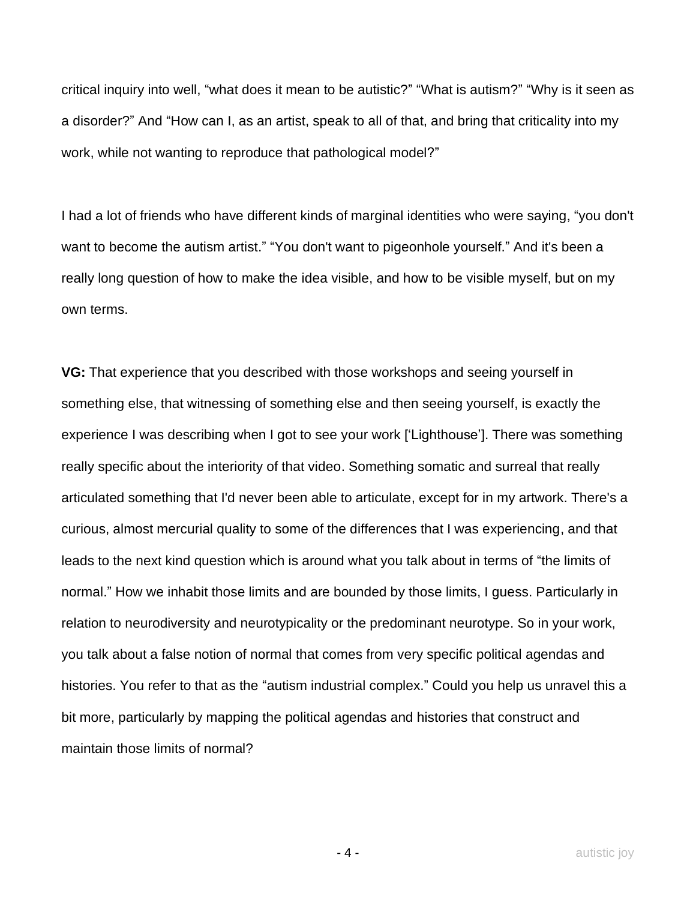critical inquiry into well, “what does it mean to be autistic?” “What is autism?” “Why is it seen as a disorder?” And “How can I, as an artist, speak to all of that, and bring that criticality into my work, while not wanting to reproduce that pathological model?”

I had a lot of friends who have different kinds of marginal identities who were saying, “you don't want to become the autism artist.” “You don't want to pigeonhole yourself.” And it's been a really long question of how to make the idea visible, and how to be visible myself, but on my own terms.

**VG:** That experience that you described with those workshops and seeing yourself in something else, that witnessing of something else and then seeing yourself, is exactly the experience I was describing when I got to see your work [‘Lighthouse’]. There was something really specific about the interiority of that video. Something somatic and surreal that really articulated something that I'd never been able to articulate, except for in my artwork. There's a curious, almost mercurial quality to some of the differences that I was experiencing, and that leads to the next kind question which is around what you talk about in terms of “the limits of normal.” How we inhabit those limits and are bounded by those limits, I guess. Particularly in relation to neurodiversity and neurotypicality or the predominant neurotype. So in your work, you talk about a false notion of normal that comes from very specific political agendas and histories. You refer to that as the “autism industrial complex.” Could you help us unravel this a bit more, particularly by mapping the political agendas and histories that construct and maintain those limits of normal?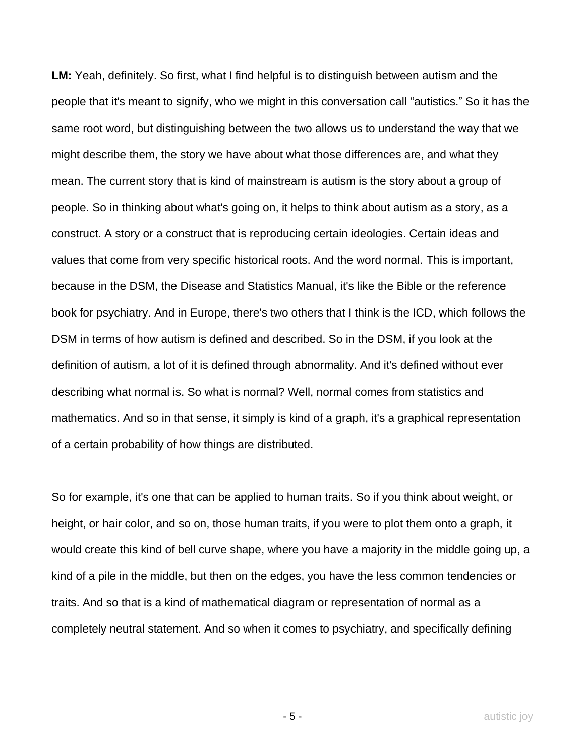**LM:** Yeah, definitely. So first, what I find helpful is to distinguish between autism and the people that it's meant to signify, who we might in this conversation call "autistics." So it has the same root word, but distinguishing between the two allows us to understand the way that we might describe them, the story we have about what those differences are, and what they mean. The current story that is kind of mainstream is autism is the story about a group of people. So in thinking about what's going on, it helps to think about autism as a story, as a construct. A story or a construct that is reproducing certain ideologies. Certain ideas and values that come from very specific historical roots. And the word normal. This is important, because in the DSM, the Disease and Statistics Manual, it's like the Bible or the reference book for psychiatry. And in Europe, there's two others that I think is the ICD, which follows the DSM in terms of how autism is defined and described. So in the DSM, if you look at the definition of autism, a lot of it is defined through abnormality. And it's defined without ever describing what normal is. So what is normal? Well, normal comes from statistics and mathematics. And so in that sense, it simply is kind of a graph, it's a graphical representation of a certain probability of how things are distributed.

So for example, it's one that can be applied to human traits. So if you think about weight, or height, or hair color, and so on, those human traits, if you were to plot them onto a graph, it would create this kind of bell curve shape, where you have a majority in the middle going up, a kind of a pile in the middle, but then on the edges, you have the less common tendencies or traits. And so that is a kind of mathematical diagram or representation of normal as a completely neutral statement. And so when it comes to psychiatry, and specifically defining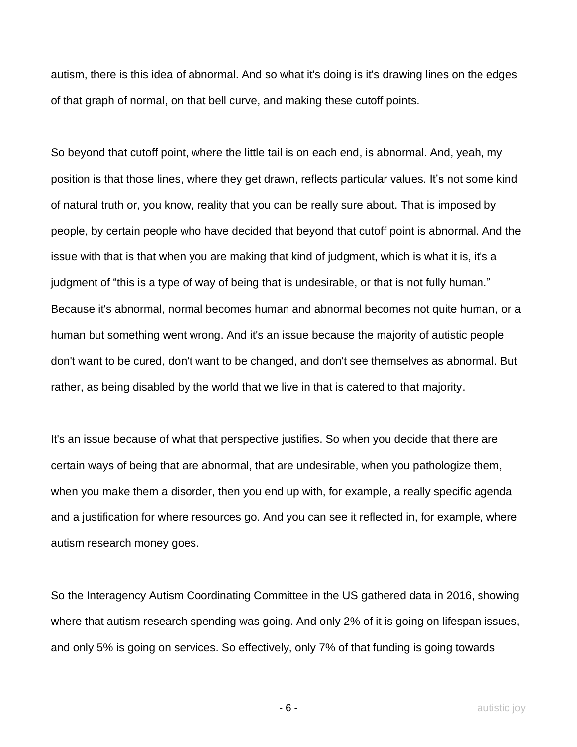autism, there is this idea of abnormal. And so what it's doing is it's drawing lines on the edges of that graph of normal, on that bell curve, and making these cutoff points.

So beyond that cutoff point, where the little tail is on each end, is abnormal. And, yeah, my position is that those lines, where they get drawn, reflects particular values. It's not some kind of natural truth or, you know, reality that you can be really sure about. That is imposed by people, by certain people who have decided that beyond that cutoff point is abnormal. And the issue with that is that when you are making that kind of judgment, which is what it is, it's a judgment of "this is a type of way of being that is undesirable, or that is not fully human." Because it's abnormal, normal becomes human and abnormal becomes not quite human, or a human but something went wrong. And it's an issue because the majority of autistic people don't want to be cured, don't want to be changed, and don't see themselves as abnormal. But rather, as being disabled by the world that we live in that is catered to that majority.

It's an issue because of what that perspective justifies. So when you decide that there are certain ways of being that are abnormal, that are undesirable, when you pathologize them, when you make them a disorder, then you end up with, for example, a really specific agenda and a justification for where resources go. And you can see it reflected in, for example, where autism research money goes.

So the Interagency Autism Coordinating Committee in the US gathered data in 2016, showing where that autism research spending was going. And only 2% of it is going on lifespan issues, and only 5% is going on services. So effectively, only 7% of that funding is going towards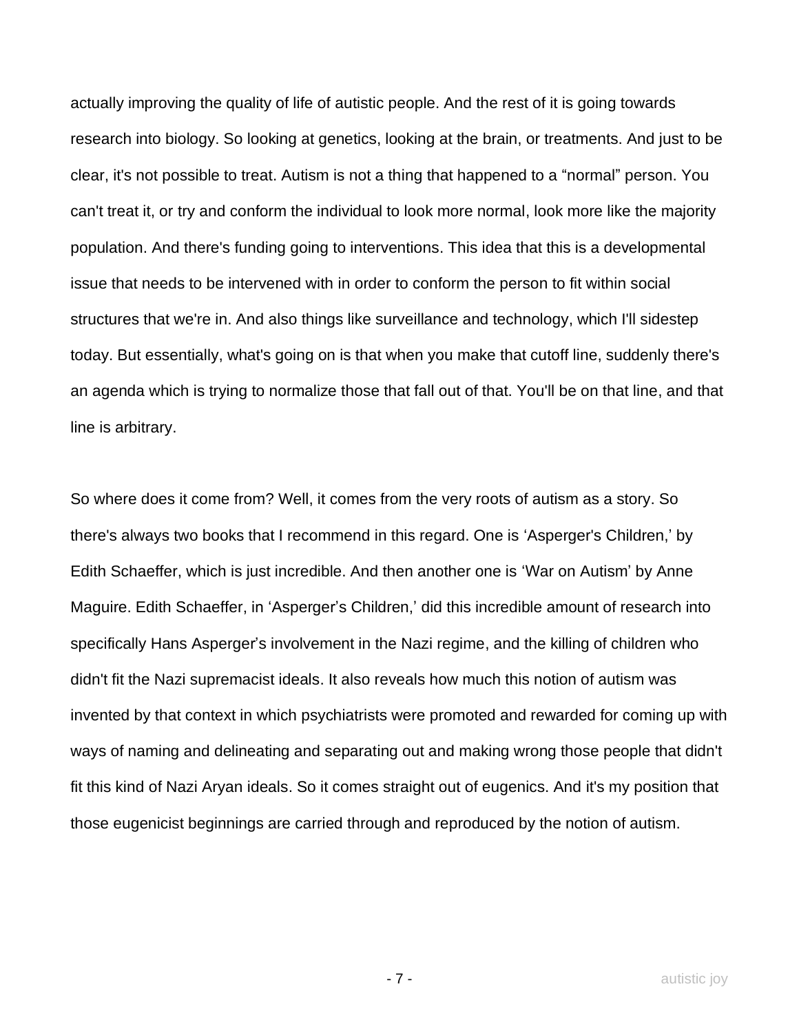actually improving the quality of life of autistic people. And the rest of it is going towards research into biology. So looking at genetics, looking at the brain, or treatments. And just to be clear, it's not possible to treat. Autism is not a thing that happened to a "normal" person. You can't treat it, or try and conform the individual to look more normal, look more like the majority population. And there's funding going to interventions. This idea that this is a developmental issue that needs to be intervened with in order to conform the person to fit within social structures that we're in. And also things like surveillance and technology, which I'll sidestep today. But essentially, what's going on is that when you make that cutoff line, suddenly there's an agenda which is trying to normalize those that fall out of that. You'll be on that line, and that line is arbitrary.

So where does it come from? Well, it comes from the very roots of autism as a story. So there's always two books that I recommend in this regard. One is 'Asperger's Children,' by Edith Schaeffer, which is just incredible. And then another one is 'War on Autism' by Anne Maguire. Edith Schaeffer, in 'Asperger's Children,' did this incredible amount of research into specifically Hans Asperger's involvement in the Nazi regime, and the killing of children who didn't fit the Nazi supremacist ideals. It also reveals how much this notion of autism was invented by that context in which psychiatrists were promoted and rewarded for coming up with ways of naming and delineating and separating out and making wrong those people that didn't fit this kind of Nazi Aryan ideals. So it comes straight out of eugenics. And it's my position that those eugenicist beginnings are carried through and reproduced by the notion of autism.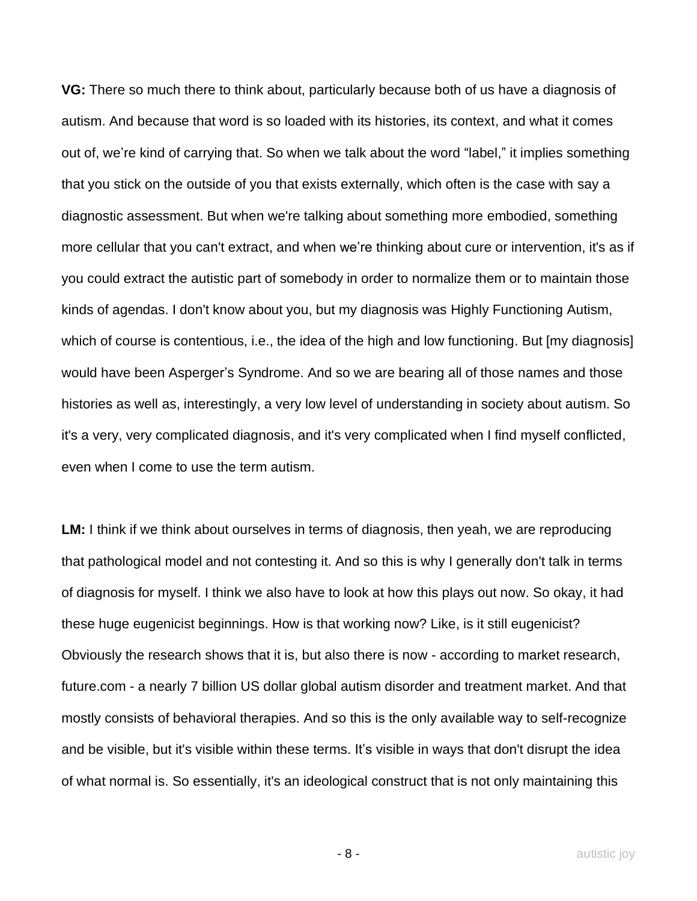**VG:** There so much there to think about, particularly because both of us have a diagnosis of autism. And because that word is so loaded with its histories, its context, and what it comes out of, we're kind of carrying that. So when we talk about the word "label," it implies something that you stick on the outside of you that exists externally, which often is the case with say a diagnostic assessment. But when we're talking about something more embodied, something more cellular that you can't extract, and when we're thinking about cure or intervention, it's as if you could extract the autistic part of somebody in order to normalize them or to maintain those kinds of agendas. I don't know about you, but my diagnosis was Highly Functioning Autism, which of course is contentious, i.e., the idea of the high and low functioning. But [my diagnosis] would have been Asperger's Syndrome. And so we are bearing all of those names and those histories as well as, interestingly, a very low level of understanding in society about autism. So it's a very, very complicated diagnosis, and it's very complicated when I find myself conflicted, even when I come to use the term autism.

**LM:** I think if we think about ourselves in terms of diagnosis, then yeah, we are reproducing that pathological model and not contesting it. And so this is why I generally don't talk in terms of diagnosis for myself. I think we also have to look at how this plays out now. So okay, it had these huge eugenicist beginnings. How is that working now? Like, is it still eugenicist? Obviously the research shows that it is, but also there is now - according to market research, future.com - a nearly 7 billion US dollar global autism disorder and treatment market. And that mostly consists of behavioral therapies. And so this is the only available way to self-recognize and be visible, but it's visible within these terms. It's visible in ways that don't disrupt the idea of what normal is. So essentially, it's an ideological construct that is not only maintaining this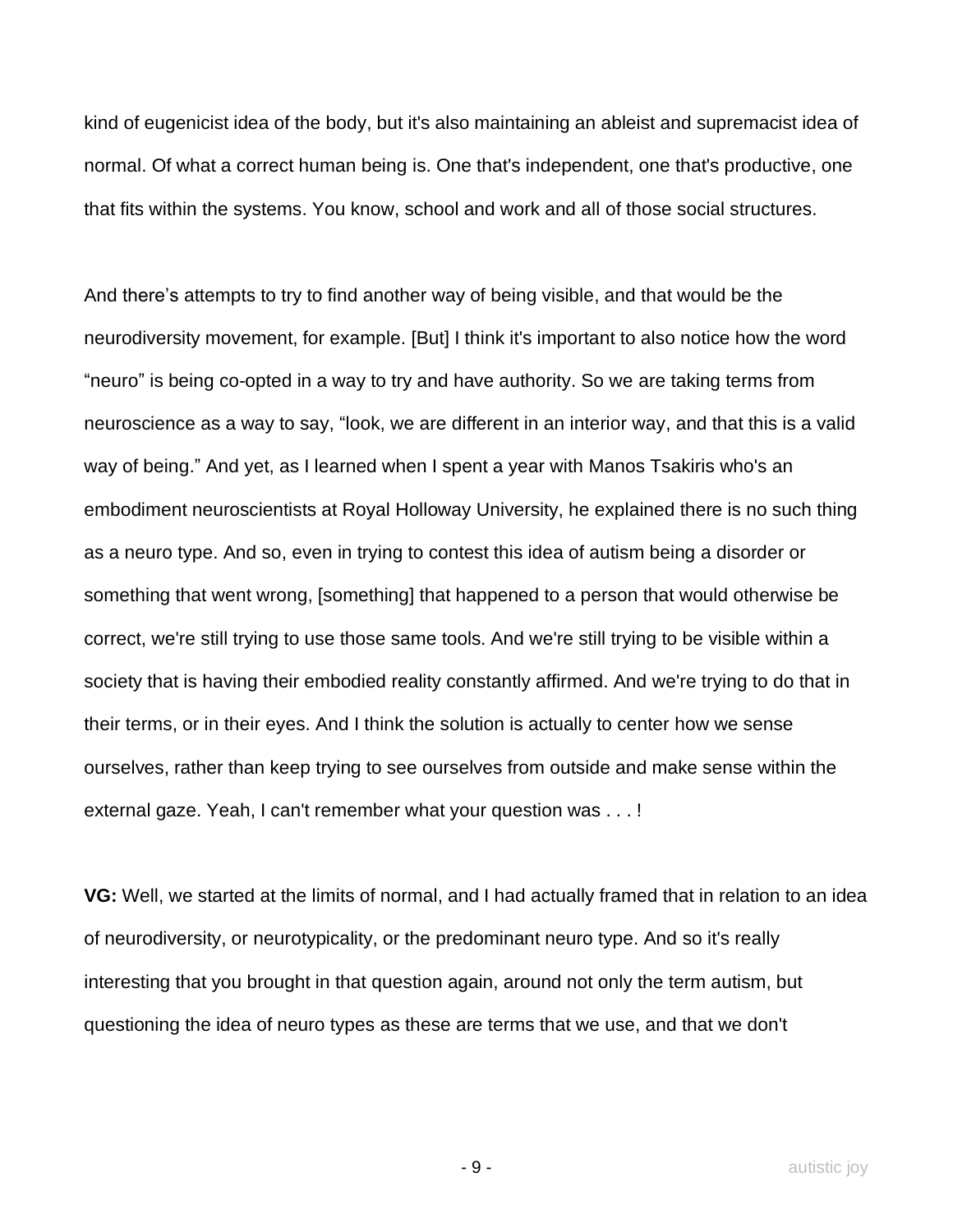kind of eugenicist idea of the body, but it's also maintaining an ableist and supremacist idea of normal. Of what a correct human being is. One that's independent, one that's productive, one that fits within the systems. You know, school and work and all of those social structures.

And there's attempts to try to find another way of being visible, and that would be the neurodiversity movement, for example. [But] I think it's important to also notice how the word "neuro" is being co-opted in a way to try and have authority. So we are taking terms from neuroscience as a way to say, "look, we are different in an interior way, and that this is a valid way of being." And yet, as I learned when I spent a year with Manos Tsakiris who's an embodiment neuroscientists at Royal Holloway University, he explained there is no such thing as a neuro type. And so, even in trying to contest this idea of autism being a disorder or something that went wrong, [something] that happened to a person that would otherwise be correct, we're still trying to use those same tools. And we're still trying to be visible within a society that is having their embodied reality constantly affirmed. And we're trying to do that in their terms, or in their eyes. And I think the solution is actually to center how we sense ourselves, rather than keep trying to see ourselves from outside and make sense within the external gaze. Yeah, I can't remember what your question was . . . !

**VG:** Well, we started at the limits of normal, and I had actually framed that in relation to an idea of neurodiversity, or neurotypicality, or the predominant neuro type. And so it's really interesting that you brought in that question again, around not only the term autism, but questioning the idea of neuro types as these are terms that we use, and that we don't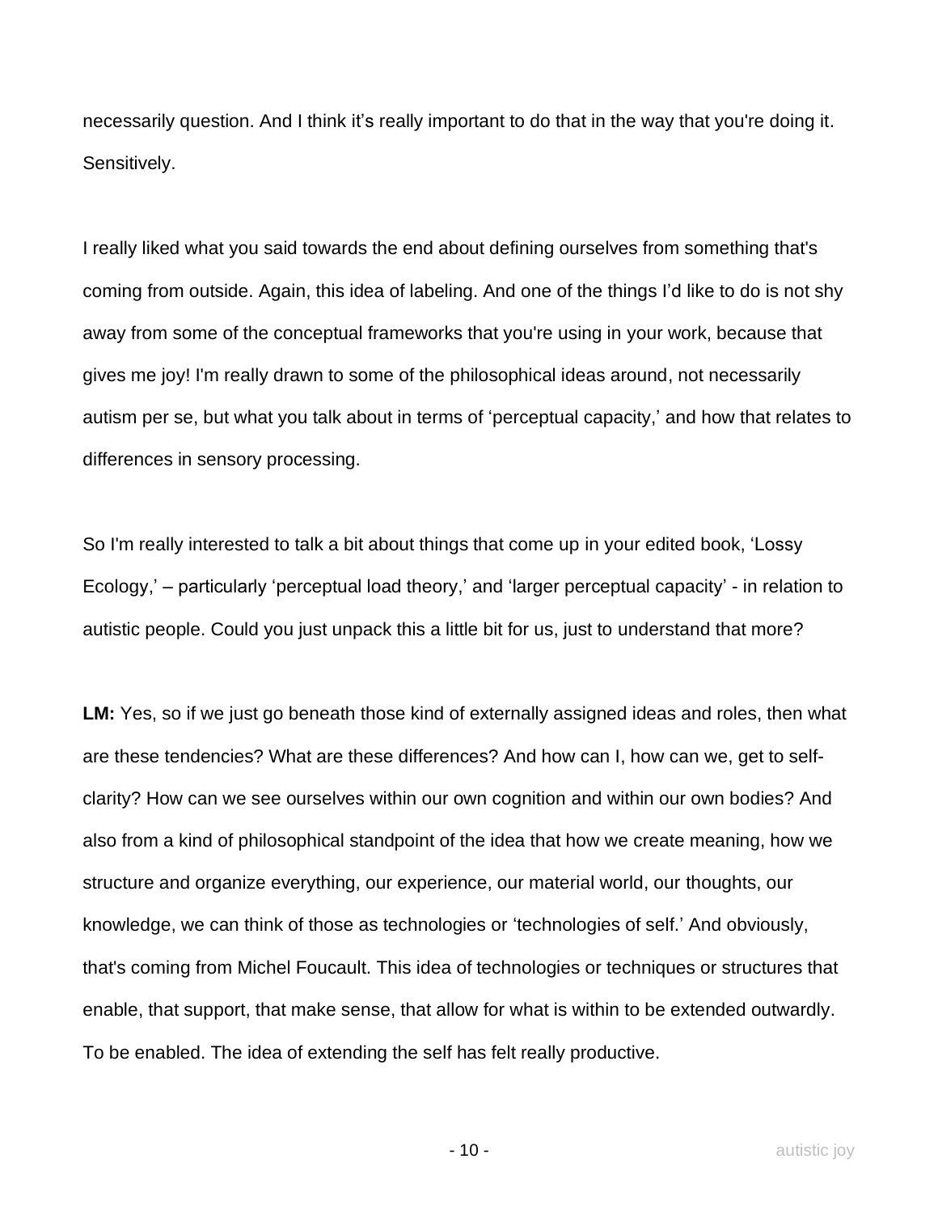necessarily question. And I think it's really important to do that in the way that you're doing it. Sensitively.

I really liked what you said towards the end about defining ourselves from something that's coming from outside. Again, this idea of labeling. And one of the things I'd like to do is not shy away from some of the conceptual frameworks that you're using in your work, because that gives me joy! I'm really drawn to some of the philosophical ideas around, not necessarily autism per se, but what you talk about in terms of 'perceptual capacity,' and how that relates to differences in sensory processing.

So I'm really interested to talk a bit about things that come up in your edited book, 'Lossy Ecology,' – particularly 'perceptual load theory,' and 'larger perceptual capacity' - in relation to autistic people. Could you just unpack this a little bit for us, just to understand that more?

**LM:** Yes, so if we just go beneath those kind of externally assigned ideas and roles, then what are these tendencies? What are these differences? And how can I, how can we, get to self-clarity? How can we see ourselves within our own cognition and within our own bodies? And also from a kind of philosophical standpoint of the idea that how we create meaning, how we structure and organize everything, our experience, our material world, our thoughts, our knowledge, we can think of those as technologies or 'technologies of self.' And obviously, that's coming from Michel Foucault. This idea of technologies or techniques or structures that enable, that support, that make sense, that allow for what is within to be extended outwardly. To be enabled. The idea of extending the self has felt really productive.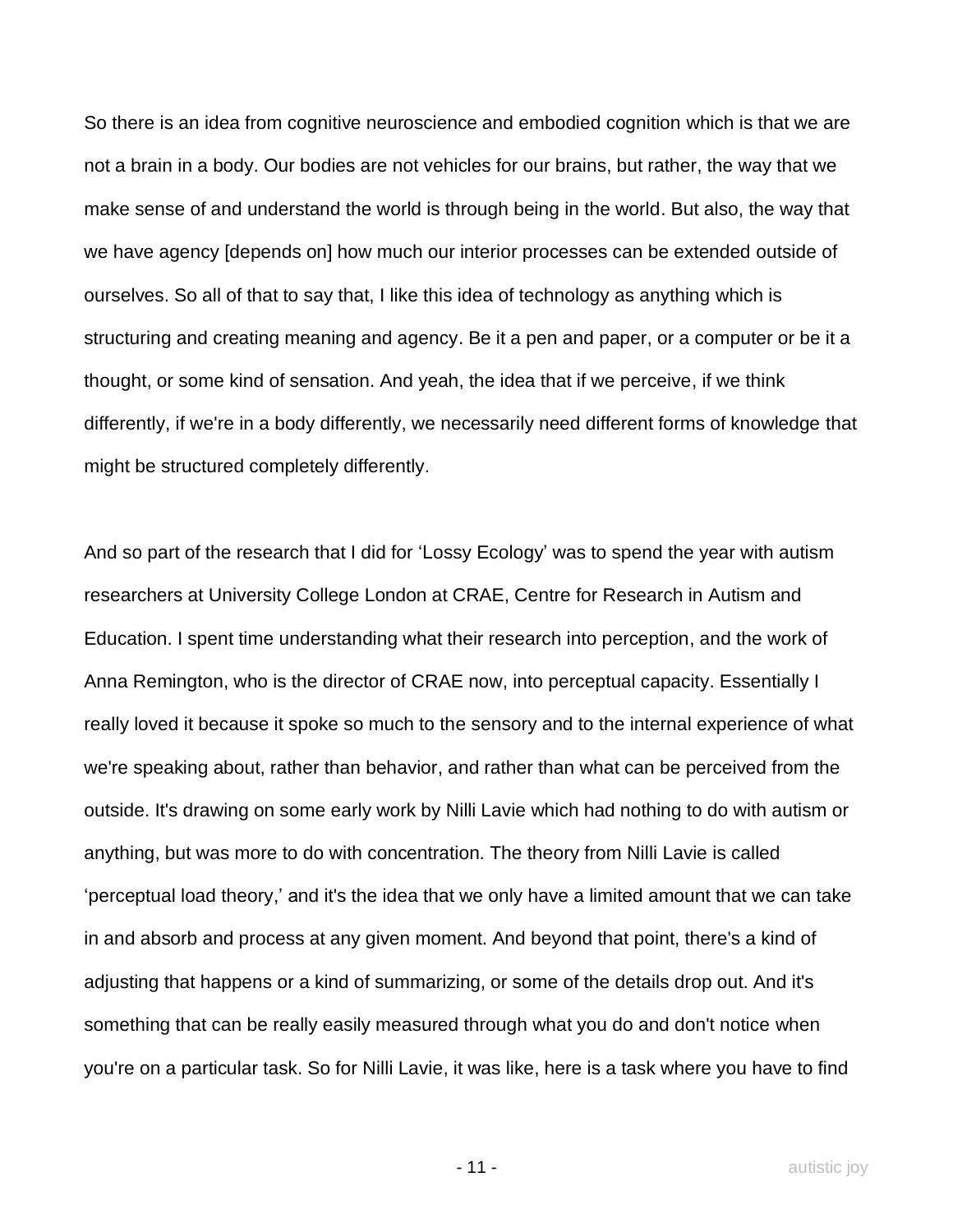So there is an idea from cognitive neuroscience and embodied cognition which is that we are not a brain in a body. Our bodies are not vehicles for our brains, but rather, the way that we make sense of and understand the world is through being in the world. But also, the way that we have agency [depends on] how much our interior processes can be extended outside of ourselves. So all of that to say that, I like this idea of technology as anything which is structuring and creating meaning and agency. Be it a pen and paper, or a computer or be it a thought, or some kind of sensation. And yeah, the idea that if we perceive, if we think differently, if we're in a body differently, we necessarily need different forms of knowledge that might be structured completely differently.

And so part of the research that I did for 'Lossy Ecology' was to spend the year with autism researchers at University College London at CRAE, Centre for Research in Autism and Education. I spent time understanding what their research into perception, and the work of Anna Remington, who is the director of CRAE now, into perceptual capacity. Essentially I really loved it because it spoke so much to the sensory and to the internal experience of what we're speaking about, rather than behavior, and rather than what can be perceived from the outside. It's drawing on some early work by Nilli Lavie which had nothing to do with autism or anything, but was more to do with concentration. The theory from Nilli Lavie is called 'perceptual load theory,' and it's the idea that we only have a limited amount that we can take in and absorb and process at any given moment. And beyond that point, there's a kind of adjusting that happens or a kind of summarizing, or some of the details drop out. And it's something that can be really easily measured through what you do and don't notice when you're on a particular task. So for Nilli Lavie, it was like, here is a task where you have to find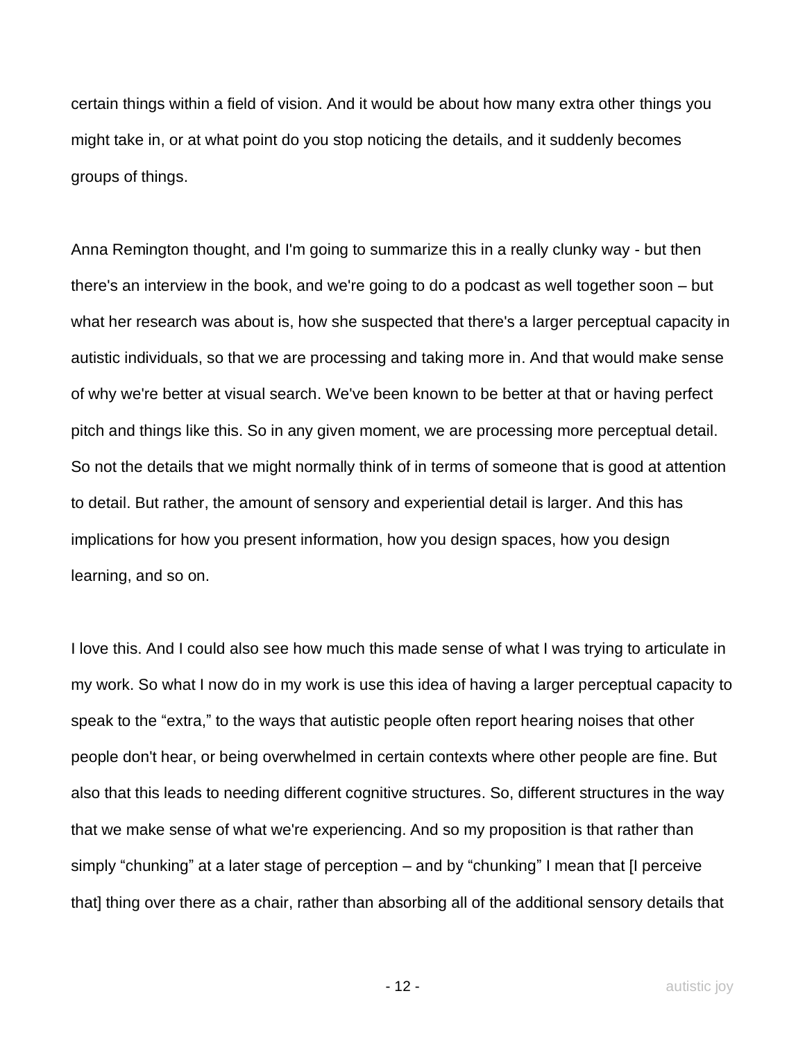certain things within a field of vision. And it would be about how many extra other things you might take in, or at what point do you stop noticing the details, and it suddenly becomes groups of things.

Anna Remington thought, and I'm going to summarize this in a really clunky way - but then there's an interview in the book, and we're going to do a podcast as well together soon – but what her research was about is, how she suspected that there's a larger perceptual capacity in autistic individuals, so that we are processing and taking more in. And that would make sense of why we're better at visual search. We've been known to be better at that or having perfect pitch and things like this. So in any given moment, we are processing more perceptual detail. So not the details that we might normally think of in terms of someone that is good at attention to detail. But rather, the amount of sensory and experiential detail is larger. And this has implications for how you present information, how you design spaces, how you design learning, and so on.

I love this. And I could also see how much this made sense of what I was trying to articulate in my work. So what I now do in my work is use this idea of having a larger perceptual capacity to speak to the "extra," to the ways that autistic people often report hearing noises that other people don't hear, or being overwhelmed in certain contexts where other people are fine. But also that this leads to needing different cognitive structures. So, different structures in the way that we make sense of what we're experiencing. And so my proposition is that rather than simply "chunking" at a later stage of perception – and by "chunking" I mean that [I perceive that] thing over there as a chair, rather than absorbing all of the additional sensory details that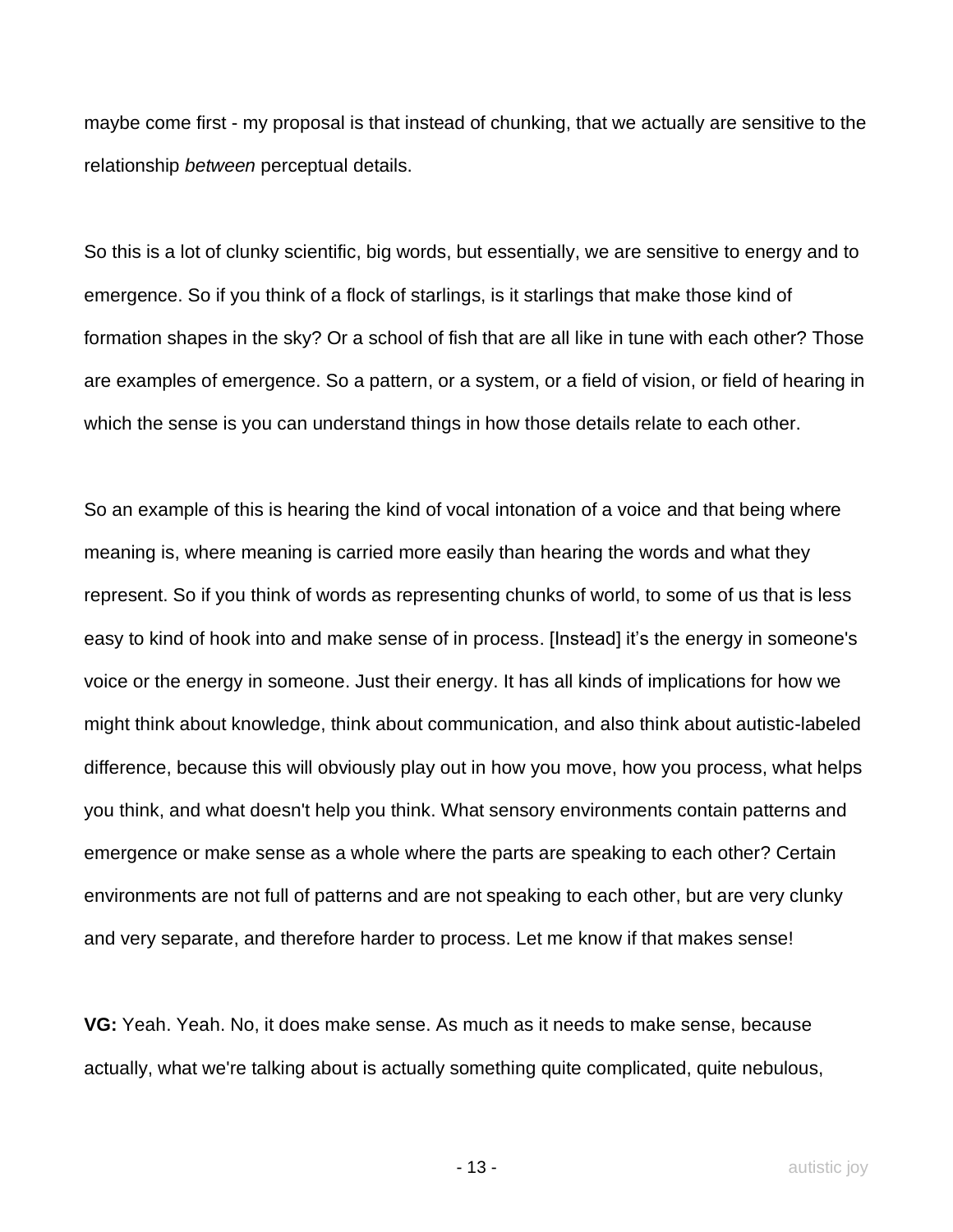maybe come first - my proposal is that instead of chunking, that we actually are sensitive to the relationship *between* perceptual details.

So this is a lot of clunky scientific, big words, but essentially, we are sensitive to energy and to emergence. So if you think of a flock of starlings, is it starlings that make those kind of formation shapes in the sky? Or a school of fish that are all like in tune with each other? Those are examples of emergence. So a pattern, or a system, or a field of vision, or field of hearing in which the sense is you can understand things in how those details relate to each other.

So an example of this is hearing the kind of vocal intonation of a voice and that being where meaning is, where meaning is carried more easily than hearing the words and what they represent. So if you think of words as representing chunks of world, to some of us that is less easy to kind of hook into and make sense of in process. [Instead] it's the energy in someone's voice or the energy in someone. Just their energy. It has all kinds of implications for how we might think about knowledge, think about communication, and also think about autistic-labeled difference, because this will obviously play out in how you move, how you process, what helps you think, and what doesn't help you think. What sensory environments contain patterns and emergence or make sense as a whole where the parts are speaking to each other? Certain environments are not full of patterns and are not speaking to each other, but are very clunky and very separate, and therefore harder to process. Let me know if that makes sense!

**VG:** Yeah. Yeah. No, it does make sense. As much as it needs to make sense, because actually, what we're talking about is actually something quite complicated, quite nebulous,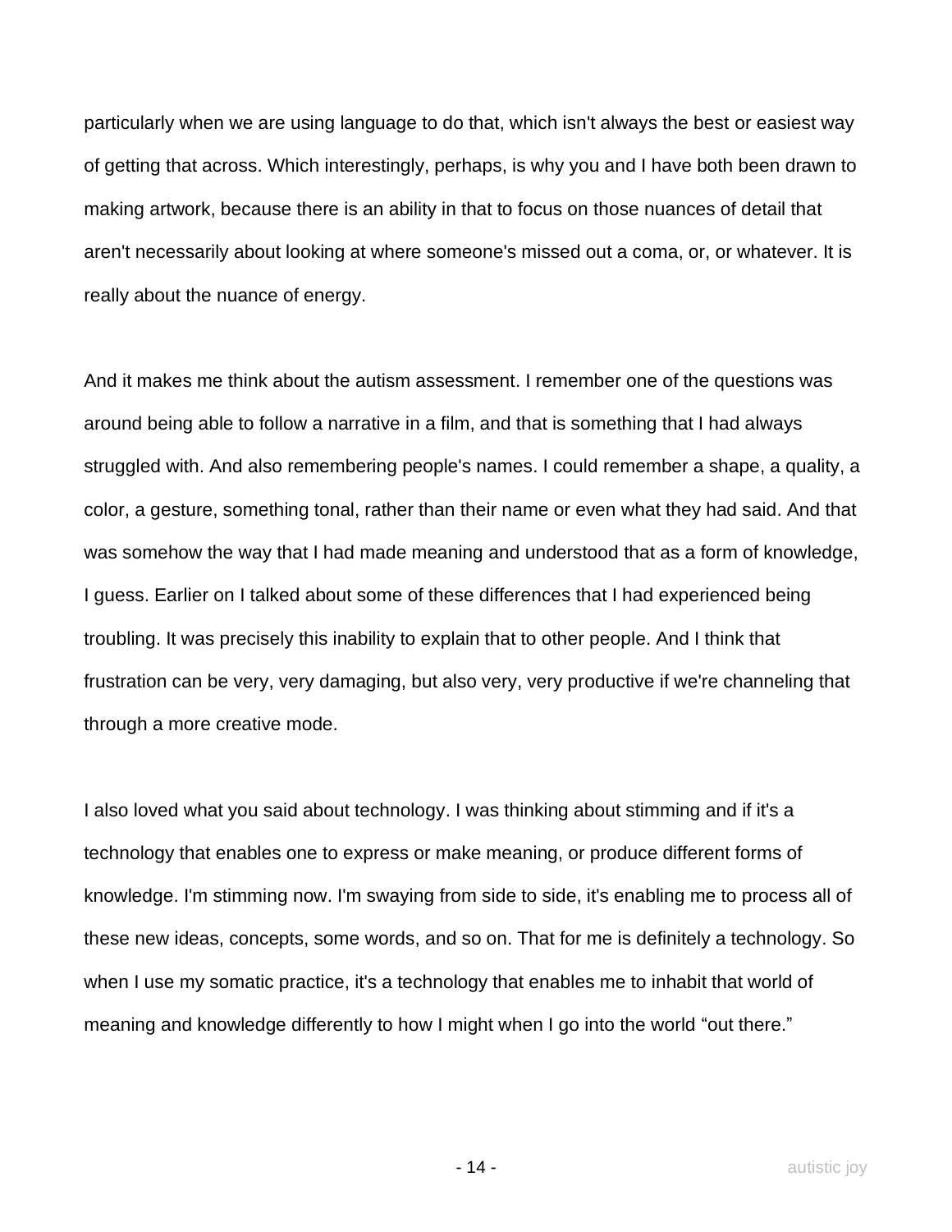particularly when we are using language to do that, which isn't always the best or easiest way of getting that across. Which interestingly, perhaps, is why you and I have both been drawn to making artwork, because there is an ability in that to focus on those nuances of detail that aren't necessarily about looking at where someone's missed out a coma, or, or whatever. It is really about the nuance of energy.

And it makes me think about the autism assessment. I remember one of the questions was around being able to follow a narrative in a film, and that is something that I had always struggled with. And also remembering people's names. I could remember a shape, a quality, a color, a gesture, something tonal, rather than their name or even what they had said. And that was somehow the way that I had made meaning and understood that as a form of knowledge, I guess. Earlier on I talked about some of these differences that I had experienced being troubling. It was precisely this inability to explain that to other people. And I think that frustration can be very, very damaging, but also very, very productive if we're channeling that through a more creative mode.

I also loved what you said about technology. I was thinking about stimming and if it's a technology that enables one to express or make meaning, or produce different forms of knowledge. I'm stimming now. I'm swaying from side to side, it's enabling me to process all of these new ideas, concepts, some words, and so on. That for me is definitely a technology. So when I use my somatic practice, it's a technology that enables me to inhabit that world of meaning and knowledge differently to how I might when I go into the world "out there."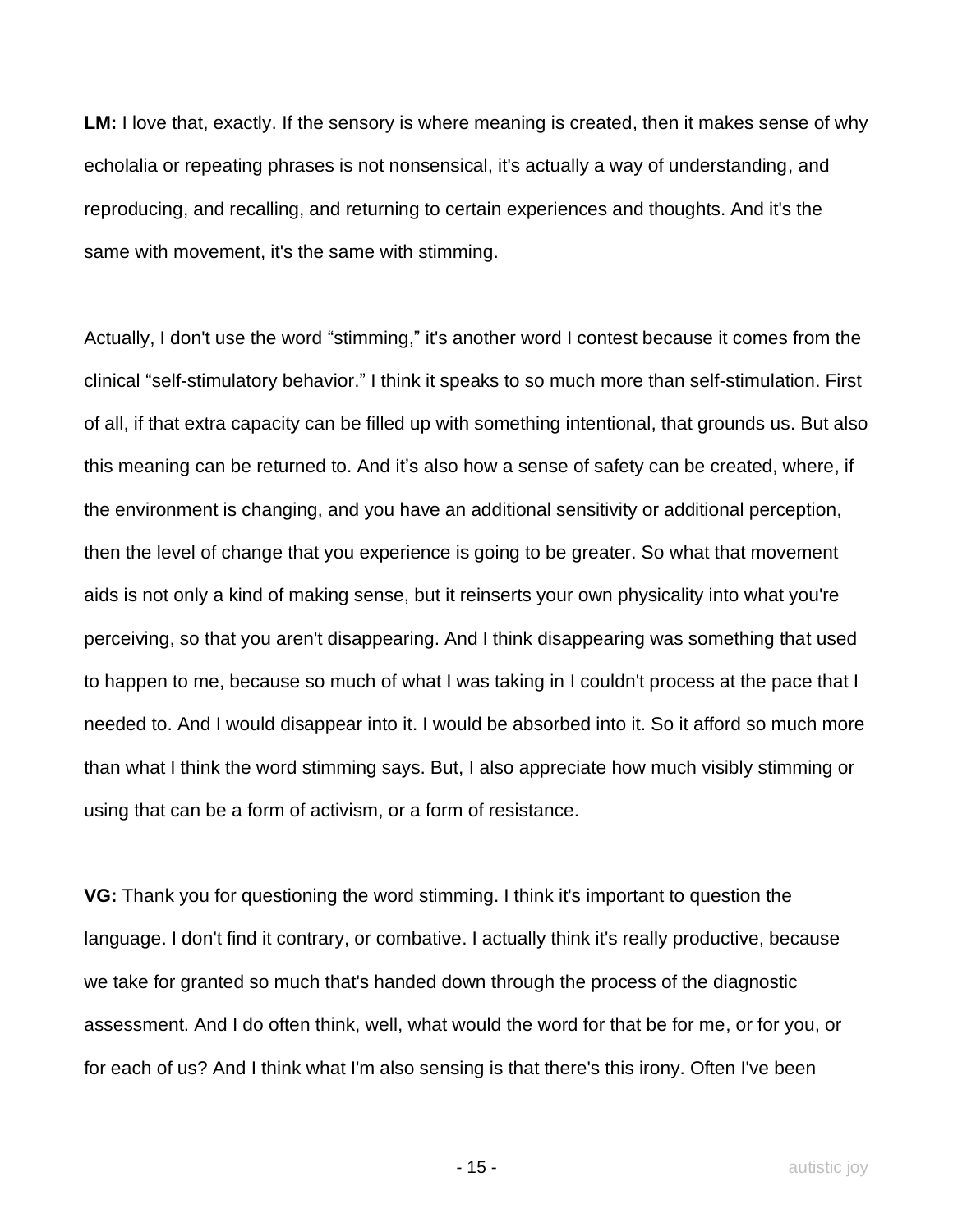**LM:** I love that, exactly. If the sensory is where meaning is created, then it makes sense of why echolalia or repeating phrases is not nonsensical, it's actually a way of understanding, and reproducing, and recalling, and returning to certain experiences and thoughts. And it's the same with movement, it's the same with stimming.

Actually, I don't use the word "stimming," it's another word I contest because it comes from the clinical "self-stimulatory behavior." I think it speaks to so much more than self-stimulation. First of all, if that extra capacity can be filled up with something intentional, that grounds us. But also this meaning can be returned to. And it's also how a sense of safety can be created, where, if the environment is changing, and you have an additional sensitivity or additional perception, then the level of change that you experience is going to be greater. So what that movement aids is not only a kind of making sense, but it reinserts your own physicality into what you're perceiving, so that you aren't disappearing. And I think disappearing was something that used to happen to me, because so much of what I was taking in I couldn't process at the pace that I needed to. And I would disappear into it. I would be absorbed into it. So it afford so much more than what I think the word stimming says. But, I also appreciate how much visibly stimming or using that can be a form of activism, or a form of resistance.

**VG:** Thank you for questioning the word stimming. I think it's important to question the language. I don't find it contrary, or combative. I actually think it's really productive, because we take for granted so much that's handed down through the process of the diagnostic assessment. And I do often think, well, what would the word for that be for me, or for you, or for each of us? And I think what I'm also sensing is that there's this irony. Often I've been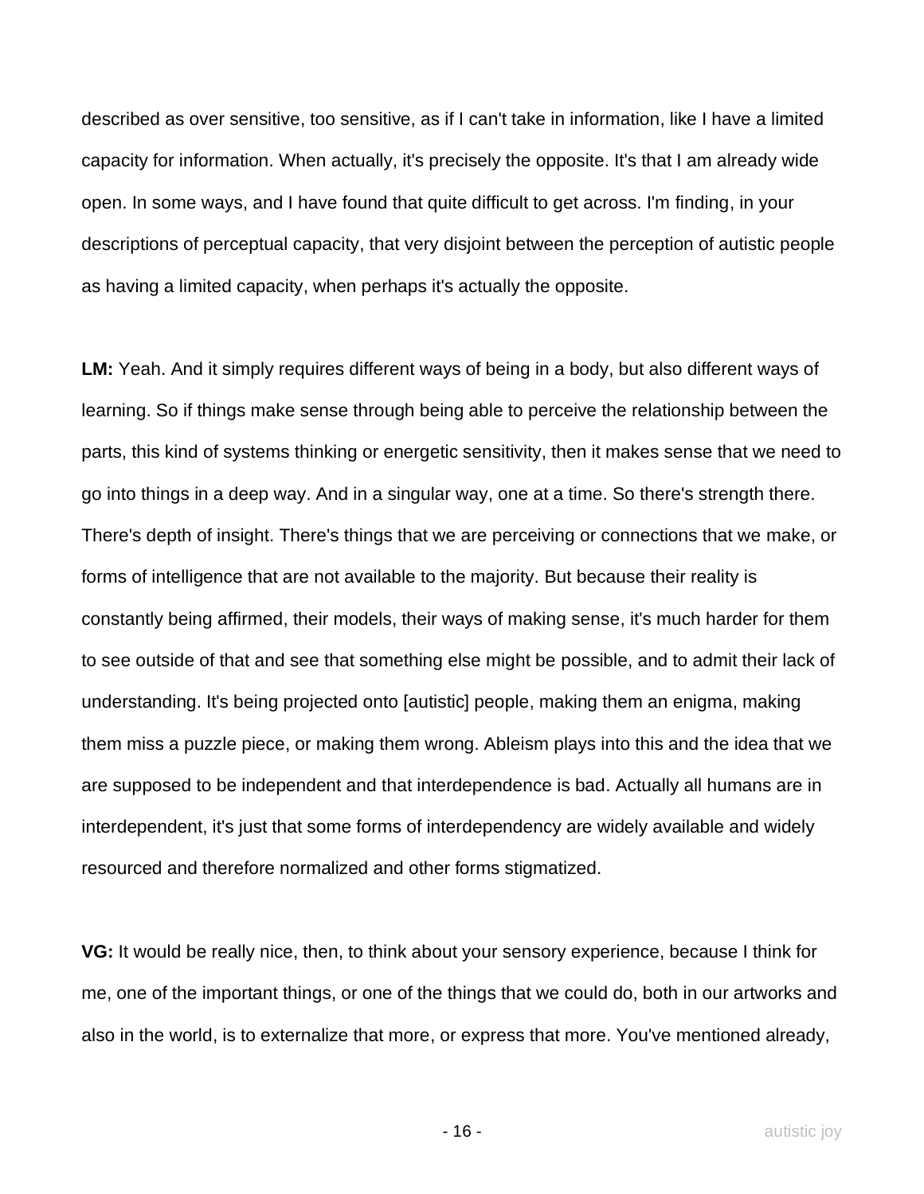described as over sensitive, too sensitive, as if I can't take in information, like I have a limited capacity for information. When actually, it's precisely the opposite. It's that I am already wide open. In some ways, and I have found that quite difficult to get across. I'm finding, in your descriptions of perceptual capacity, that very disjoint between the perception of autistic people as having a limited capacity, when perhaps it's actually the opposite.

**LM:** Yeah. And it simply requires different ways of being in a body, but also different ways of learning. So if things make sense through being able to perceive the relationship between the parts, this kind of systems thinking or energetic sensitivity, then it makes sense that we need to go into things in a deep way. And in a singular way, one at a time. So there's strength there. There's depth of insight. There's things that we are perceiving or connections that we make, or forms of intelligence that are not available to the majority. But because their reality is constantly being affirmed, their models, their ways of making sense, it's much harder for them to see outside of that and see that something else might be possible, and to admit their lack of understanding. It's being projected onto [autistic] people, making them an enigma, making them miss a puzzle piece, or making them wrong. Ableism plays into this and the idea that we are supposed to be independent and that interdependence is bad. Actually all humans are in interdependent, it's just that some forms of interdependency are widely available and widely resourced and therefore normalized and other forms stigmatized.

**VG:** It would be really nice, then, to think about your sensory experience, because I think for me, one of the important things, or one of the things that we could do, both in our artworks and also in the world, is to externalize that more, or express that more. You've mentioned already,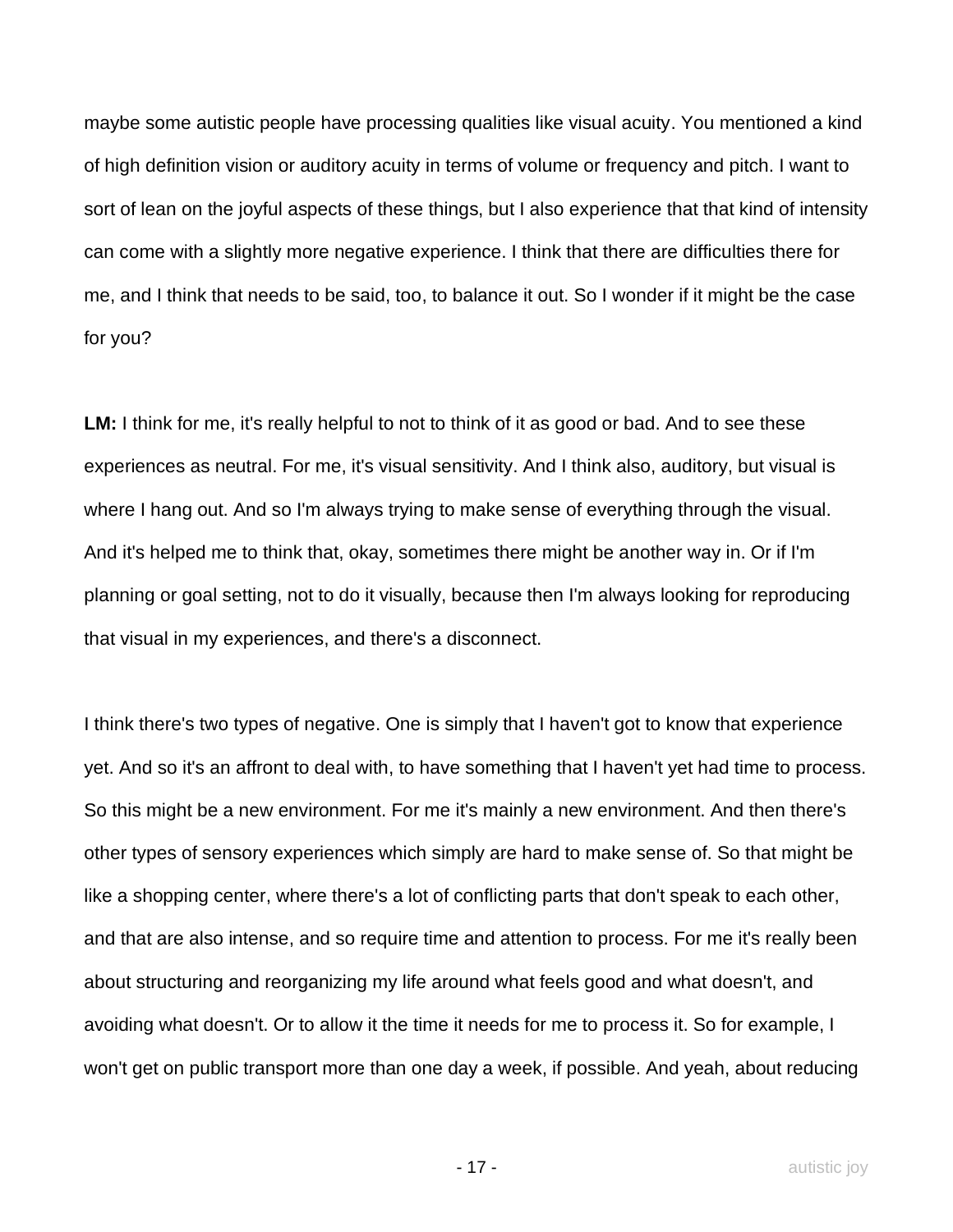maybe some autistic people have processing qualities like visual acuity. You mentioned a kind of high definition vision or auditory acuity in terms of volume or frequency and pitch. I want to sort of lean on the joyful aspects of these things, but I also experience that that kind of intensity can come with a slightly more negative experience. I think that there are difficulties there for me, and I think that needs to be said, too, to balance it out. So I wonder if it might be the case for you?

**LM:** I think for me, it's really helpful to not to think of it as good or bad. And to see these experiences as neutral. For me, it's visual sensitivity. And I think also, auditory, but visual is where I hang out. And so I'm always trying to make sense of everything through the visual. And it's helped me to think that, okay, sometimes there might be another way in. Or if I'm planning or goal setting, not to do it visually, because then I'm always looking for reproducing that visual in my experiences, and there's a disconnect.

I think there's two types of negative. One is simply that I haven't got to know that experience yet. And so it's an affront to deal with, to have something that I haven't yet had time to process. So this might be a new environment. For me it's mainly a new environment. And then there's other types of sensory experiences which simply are hard to make sense of. So that might be like a shopping center, where there's a lot of conflicting parts that don't speak to each other, and that are also intense, and so require time and attention to process. For me it's really been about structuring and reorganizing my life around what feels good and what doesn't, and avoiding what doesn't. Or to allow it the time it needs for me to process it. So for example, I won't get on public transport more than one day a week, if possible. And yeah, about reducing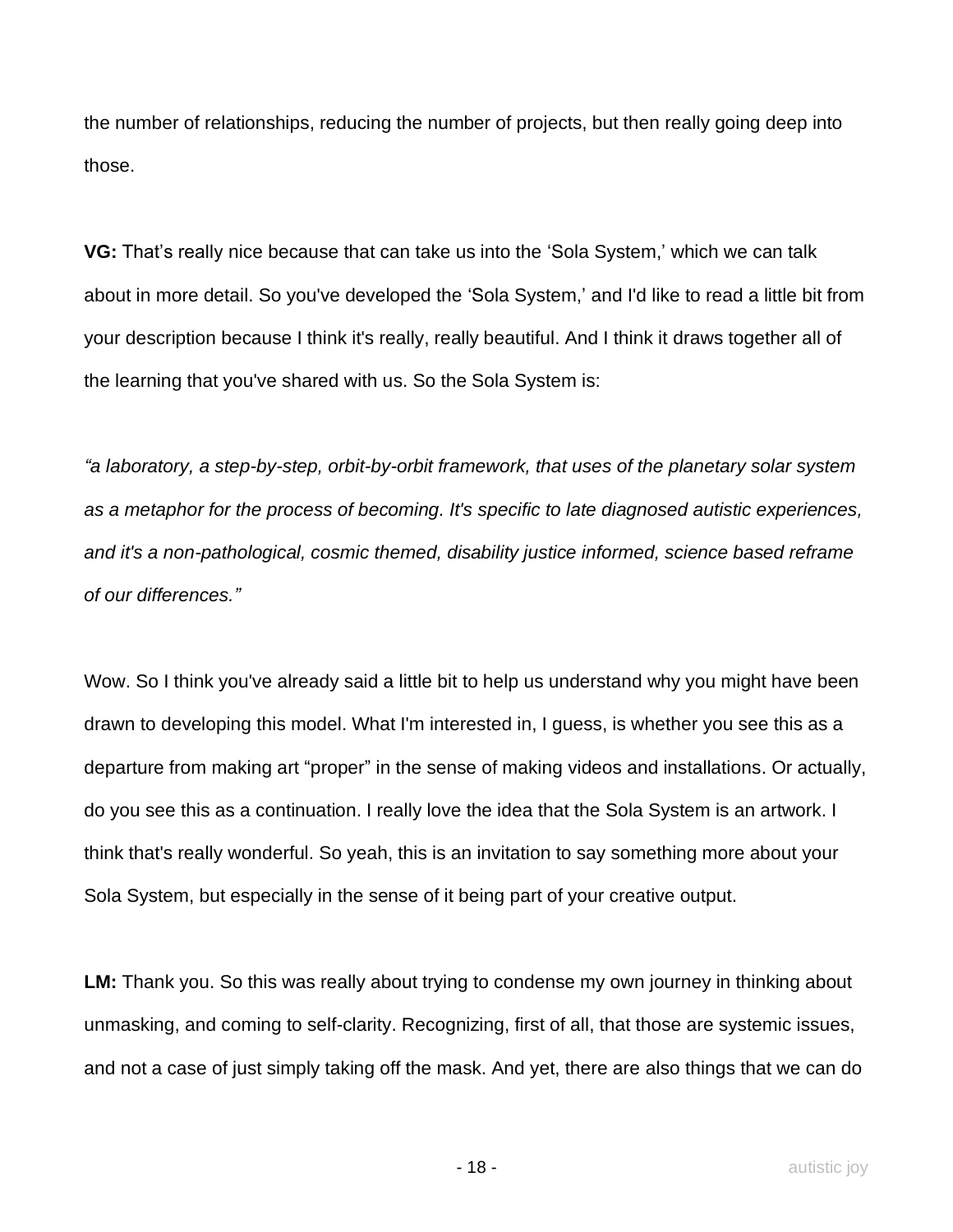the number of relationships, reducing the number of projects, but then really going deep into those.

**VG:** That's really nice because that can take us into the 'Sola System,' which we can talk about in more detail. So you've developed the 'Sola System,' and I'd like to read a little bit from your description because I think it's really, really beautiful. And I think it draws together all of the learning that you've shared with us. So the Sola System is:

*"a laboratory, a step-by-step, orbit-by-orbit framework, that uses of the planetary solar system as a metaphor for the process of becoming. It's specific to late diagnosed autistic experiences, and it's a non-pathological, cosmic themed, disability justice informed, science based reframe of our differences."*

Wow. So I think you've already said a little bit to help us understand why you might have been drawn to developing this model. What I'm interested in, I guess, is whether you see this as a departure from making art "proper" in the sense of making videos and installations. Or actually, do you see this as a continuation. I really love the idea that the Sola System is an artwork. I think that's really wonderful. So yeah, this is an invitation to say something more about your Sola System, but especially in the sense of it being part of your creative output.

**LM:** Thank you. So this was really about trying to condense my own journey in thinking about unmasking, and coming to self-clarity. Recognizing, first of all, that those are systemic issues, and not a case of just simply taking off the mask. And yet, there are also things that we can do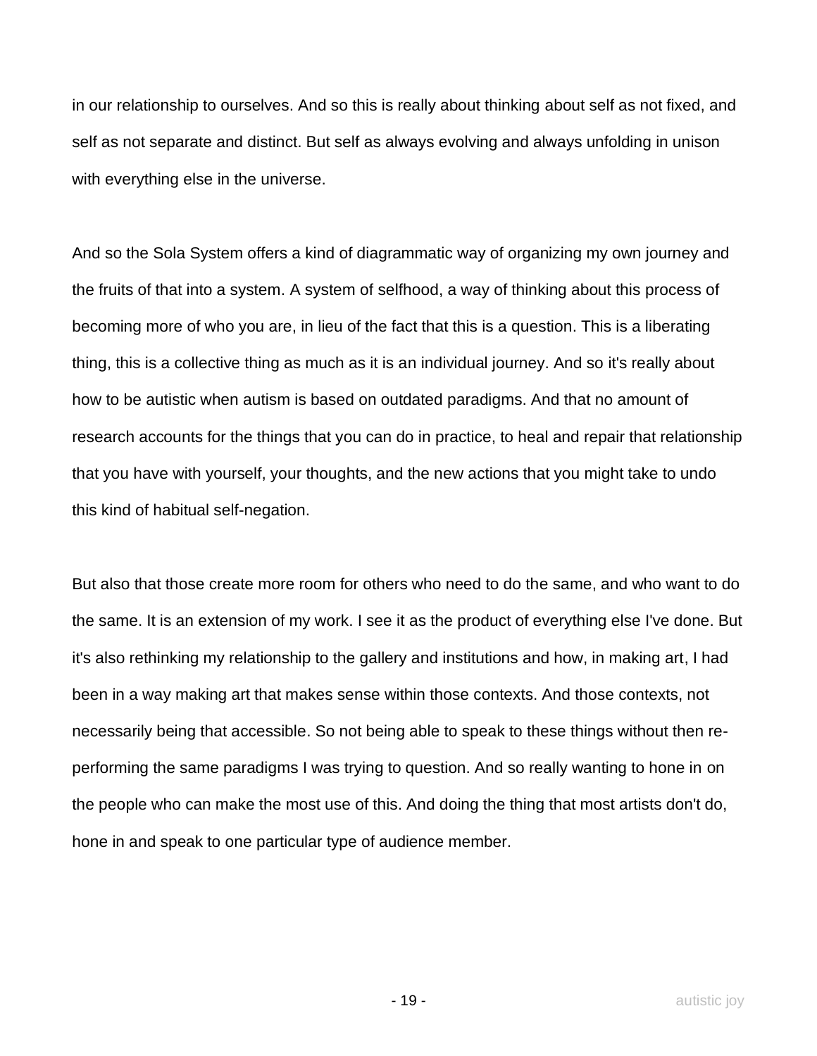in our relationship to ourselves. And so this is really about thinking about self as not fixed, and self as not separate and distinct. But self as always evolving and always unfolding in unison with everything else in the universe.

And so the Sola System offers a kind of diagrammatic way of organizing my own journey and the fruits of that into a system. A system of selfhood, a way of thinking about this process of becoming more of who you are, in lieu of the fact that this is a question. This is a liberating thing, this is a collective thing as much as it is an individual journey. And so it's really about how to be autistic when autism is based on outdated paradigms. And that no amount of research accounts for the things that you can do in practice, to heal and repair that relationship that you have with yourself, your thoughts, and the new actions that you might take to undo this kind of habitual self-negation.

But also that those create more room for others who need to do the same, and who want to do the same. It is an extension of my work. I see it as the product of everything else I've done. But it's also rethinking my relationship to the gallery and institutions and how, in making art, I had been in a way making art that makes sense within those contexts. And those contexts, not necessarily being that accessible. So not being able to speak to these things without then re-performing the same paradigms I was trying to question. And so really wanting to hone in on the people who can make the most use of this. And doing the thing that most artists don't do, hone in and speak to one particular type of audience member.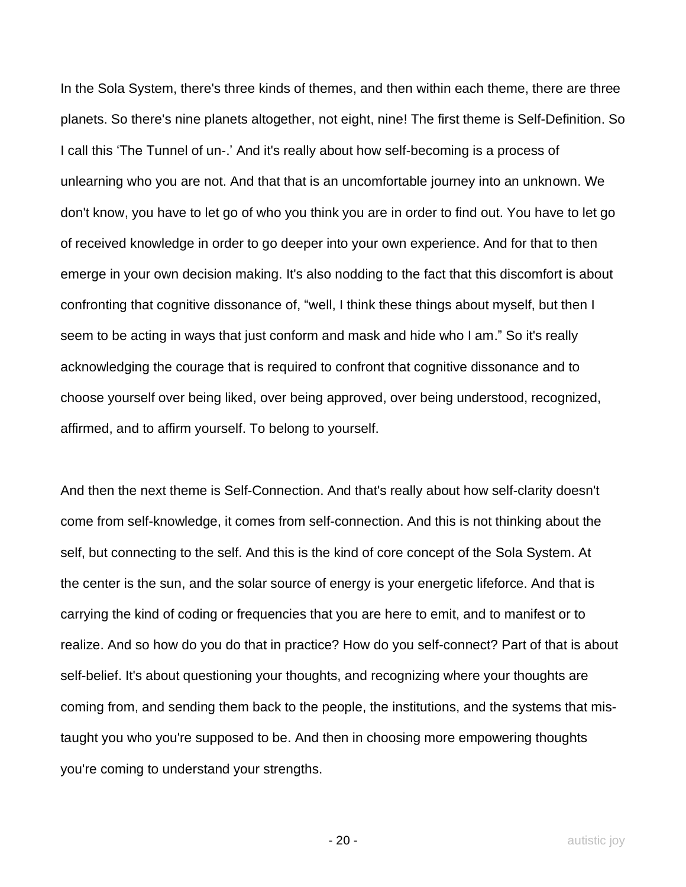In the Sola System, there's three kinds of themes, and then within each theme, there are three planets. So there's nine planets altogether, not eight, nine! The first theme is Self-Definition. So I call this 'The Tunnel of un-.' And it's really about how self-becoming is a process of unlearning who you are not. And that that is an uncomfortable journey into an unknown. We don't know, you have to let go of who you think you are in order to find out. You have to let go of received knowledge in order to go deeper into your own experience. And for that to then emerge in your own decision making. It's also nodding to the fact that this discomfort is about confronting that cognitive dissonance of, "well, I think these things about myself, but then I seem to be acting in ways that just conform and mask and hide who I am." So it's really acknowledging the courage that is required to confront that cognitive dissonance and to choose yourself over being liked, over being approved, over being understood, recognized, affirmed, and to affirm yourself. To belong to yourself.

And then the next theme is Self-Connection. And that's really about how self-clarity doesn't come from self-knowledge, it comes from self-connection. And this is not thinking about the self, but connecting to the self. And this is the kind of core concept of the Sola System. At the center is the sun, and the solar source of energy is your energetic lifeforce. And that is carrying the kind of coding or frequencies that you are here to emit, and to manifest or to realize. And so how do you do that in practice? How do you self-connect? Part of that is about self-belief. It's about questioning your thoughts, and recognizing where your thoughts are coming from, and sending them back to the people, the institutions, and the systems that mis-taught you who you're supposed to be. And then in choosing more empowering thoughts you're coming to understand your strengths.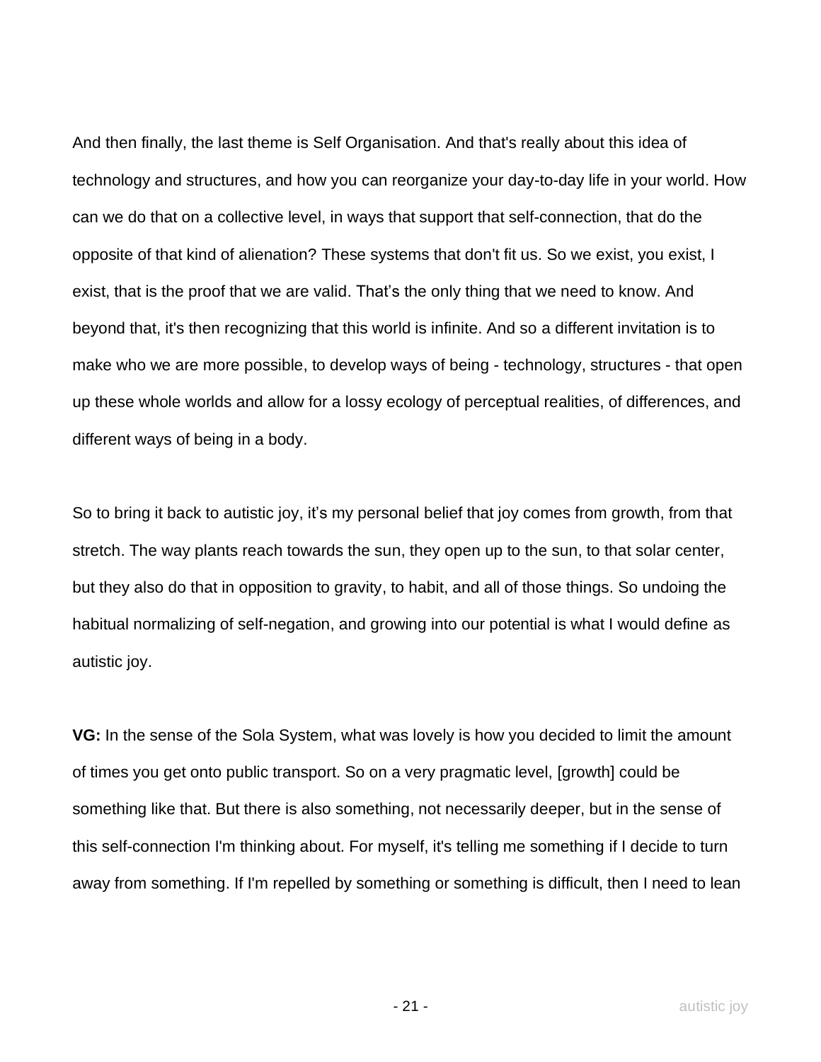And then finally, the last theme is Self Organisation. And that's really about this idea of technology and structures, and how you can reorganize your day-to-day life in your world. How can we do that on a collective level, in ways that support that self-connection, that do the opposite of that kind of alienation? These systems that don't fit us. So we exist, you exist, I exist, that is the proof that we are valid. That's the only thing that we need to know. And beyond that, it's then recognizing that this world is infinite. And so a different invitation is to make who we are more possible, to develop ways of being - technology, structures - that open up these whole worlds and allow for a lossy ecology of perceptual realities, of differences, and different ways of being in a body.

So to bring it back to autistic joy, it's my personal belief that joy comes from growth, from that stretch. The way plants reach towards the sun, they open up to the sun, to that solar center, but they also do that in opposition to gravity, to habit, and all of those things. So undoing the habitual normalizing of self-negation, and growing into our potential is what I would define as autistic joy.

**VG:** In the sense of the Sola System, what was lovely is how you decided to limit the amount of times you get onto public transport. So on a very pragmatic level, [growth] could be something like that. But there is also something, not necessarily deeper, but in the sense of this self-connection I'm thinking about. For myself, it's telling me something if I decide to turn away from something. If I'm repelled by something or something is difficult, then I need to lean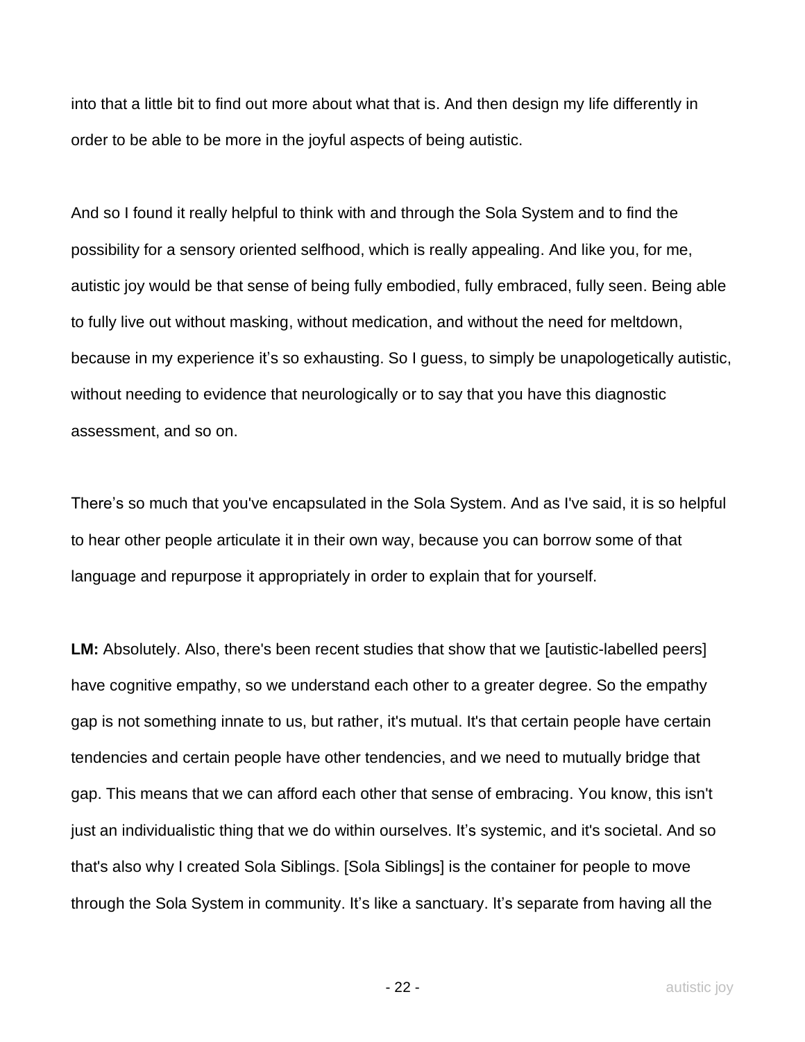into that a little bit to find out more about what that is. And then design my life differently in order to be able to be more in the joyful aspects of being autistic.

And so I found it really helpful to think with and through the Sola System and to find the possibility for a sensory oriented selfhood, which is really appealing. And like you, for me, autistic joy would be that sense of being fully embodied, fully embraced, fully seen. Being able to fully live out without masking, without medication, and without the need for meltdown, because in my experience it’s so exhausting. So I guess, to simply be unapologetically autistic, without needing to evidence that neurologically or to say that you have this diagnostic assessment, and so on.

There’s so much that you've encapsulated in the Sola System. And as I've said, it is so helpful to hear other people articulate it in their own way, because you can borrow some of that language and repurpose it appropriately in order to explain that for yourself.

**LM:** Absolutely. Also, there's been recent studies that show that we [autistic-labelled peers] have cognitive empathy, so we understand each other to a greater degree. So the empathy gap is not something innate to us, but rather, it's mutual. It's that certain people have certain tendencies and certain people have other tendencies, and we need to mutually bridge that gap. This means that we can afford each other that sense of embracing. You know, this isn't just an individualistic thing that we do within ourselves. It’s systemic, and it's societal. And so that's also why I created Sola Siblings. [Sola Siblings] is the container for people to move through the Sola System in community. It’s like a sanctuary. It’s separate from having all the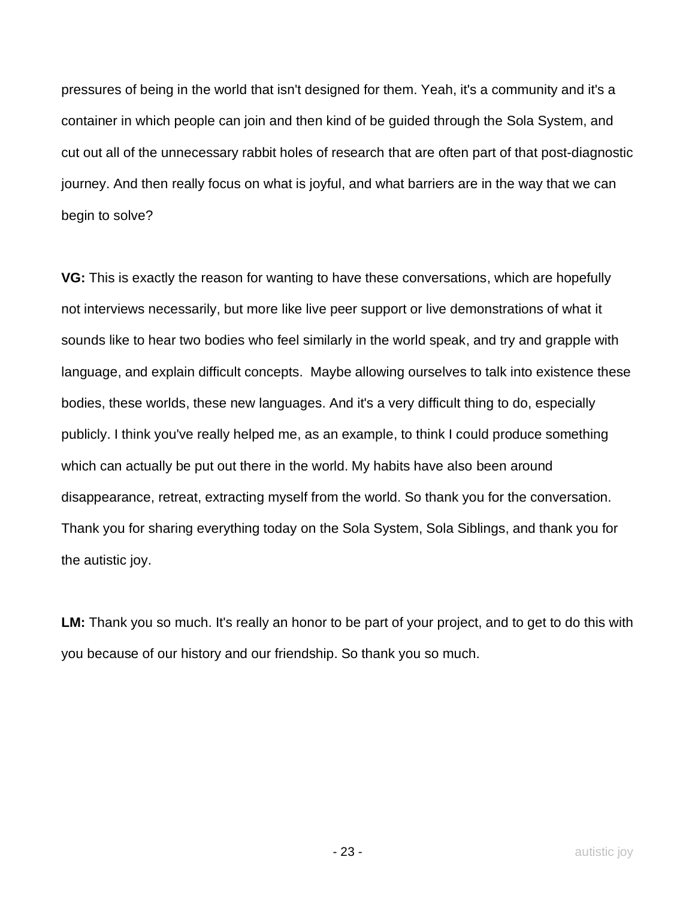pressures of being in the world that isn't designed for them. Yeah, it's a community and it's a container in which people can join and then kind of be guided through the Sola System, and cut out all of the unnecessary rabbit holes of research that are often part of that post-diagnostic journey. And then really focus on what is joyful, and what barriers are in the way that we can begin to solve?

**VG:** This is exactly the reason for wanting to have these conversations, which are hopefully not interviews necessarily, but more like live peer support or live demonstrations of what it sounds like to hear two bodies who feel similarly in the world speak, and try and grapple with language, and explain difficult concepts. Maybe allowing ourselves to talk into existence these bodies, these worlds, these new languages. And it's a very difficult thing to do, especially publicly. I think you've really helped me, as an example, to think I could produce something which can actually be put out there in the world. My habits have also been around disappearance, retreat, extracting myself from the world. So thank you for the conversation. Thank you for sharing everything today on the Sola System, Sola Siblings, and thank you for the autistic joy.

**LM:** Thank you so much. It's really an honor to be part of your project, and to get to do this with you because of our history and our friendship. So thank you so much.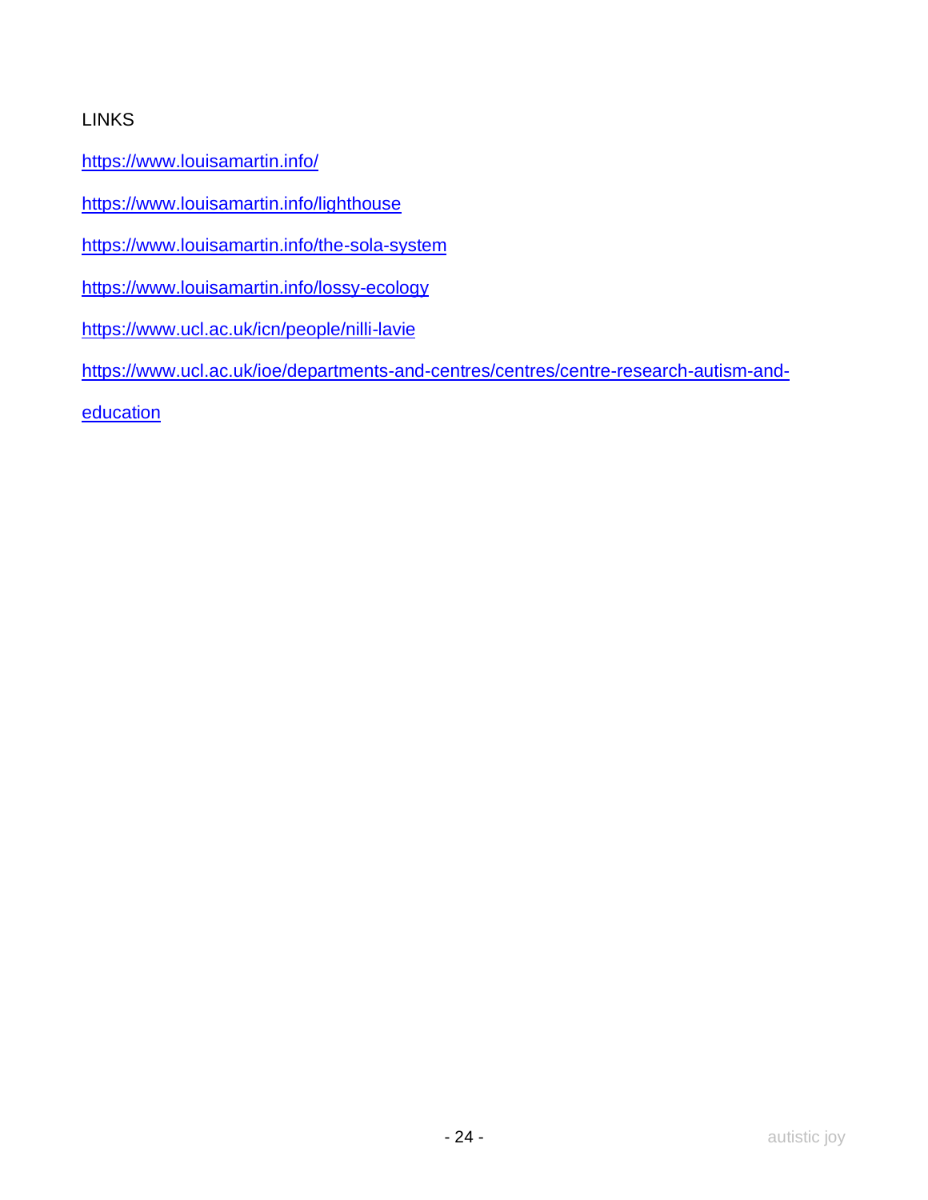LINKS

https://www.louisamartin.info/

https://www.louisamartin.info/lighthouse

https://www.louisamartin.info/the-sola-system

https://www.louisamartin.info/lossy-ecology

https://www.ucl.ac.uk/icn/people/nilli-lavie

https://www.ucl.ac.uk/ioe/departments-and-centres/centres/centre-research-autism-and-education